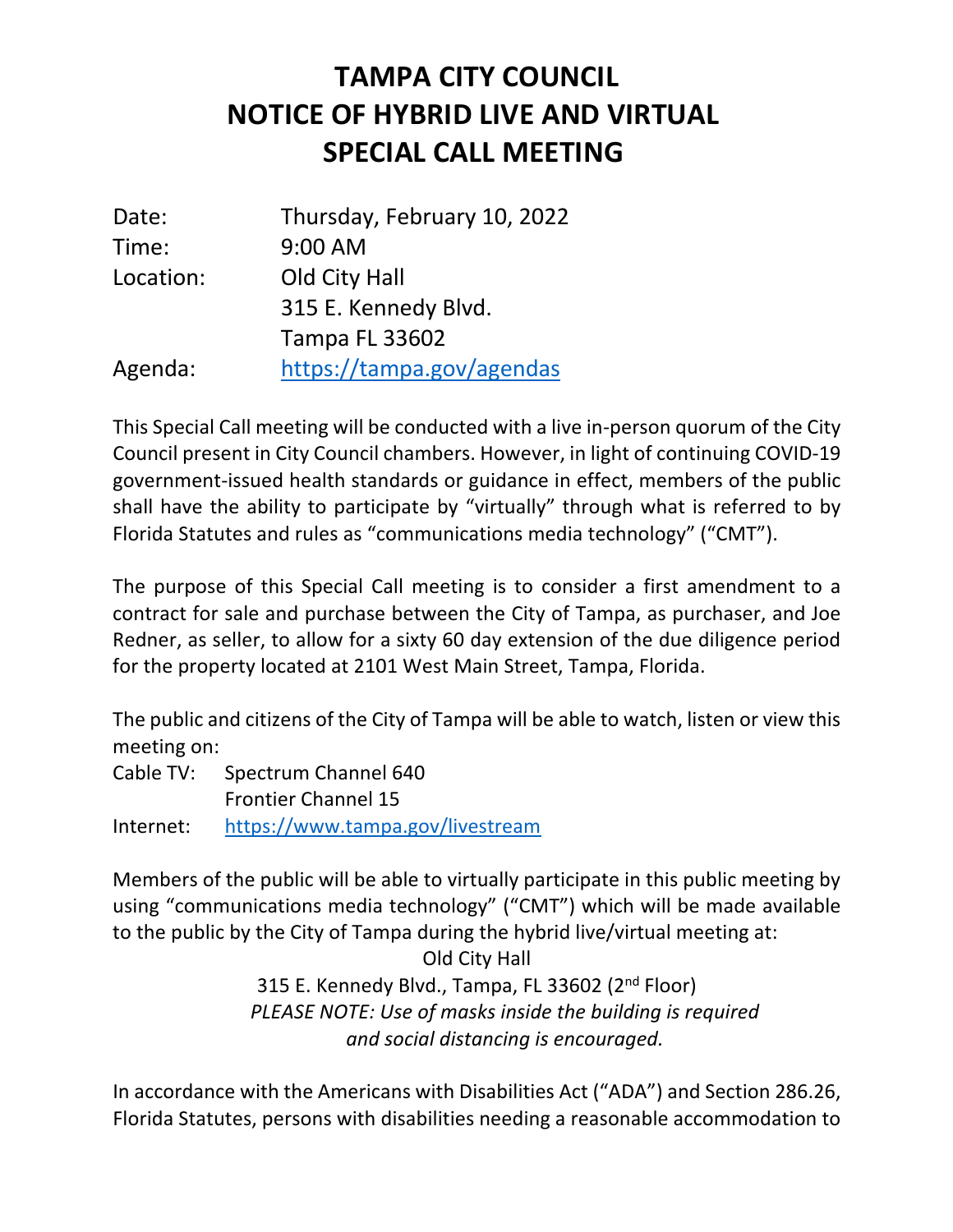# TAMPA CITY COUNCIL
# NOTICE OF HYBRID LIVE AND VIRTUAL SPECIAL CALL MEETING

| | |
|---|---|
| Date: | Thursday, February 10, 2022 |
| Time: | 9:00 AM |
| Location: | Old City Hall<br>315 E. Kennedy Blvd.<br>Tampa FL 33602 |
| Agenda: | https://tampa.gov/agendas |

This Special Call meeting will be conducted with a live in-person quorum of the City Council present in City Council chambers. However, in light of continuing COVID-19 government-issued health standards or guidance in effect, members of the public shall have the ability to participate by "virtually" through what is referred to by Florida Statutes and rules as "communications media technology" ("CMT").

The purpose of this Special Call meeting is to consider a first amendment to a contract for sale and purchase between the City of Tampa, as purchaser, and Joe Redner, as seller, to allow for a sixty 60 day extension of the due diligence period for the property located at 2101 West Main Street, Tampa, Florida.

The public and citizens of the City of Tampa will be able to watch, listen or view this meeting on:

| | |
|---|---|
| Cable TV: | Spectrum Channel 640<br>Frontier Channel 15 |
| Internet: | https://www.tampa.gov/livestream |

Members of the public will be able to virtually participate in this public meeting by using "communications media technology" ("CMT") which will be made available to the public by the City of Tampa during the hybrid live/virtual meeting at:

Old City Hall
315 E. Kennedy Blvd., Tampa, FL 33602 (2nd Floor)
*PLEASE NOTE: Use of masks inside the building is required and social distancing is encouraged.*

In accordance with the Americans with Disabilities Act ("ADA") and Section 286.26, Florida Statutes, persons with disabilities needing a reasonable accommodation to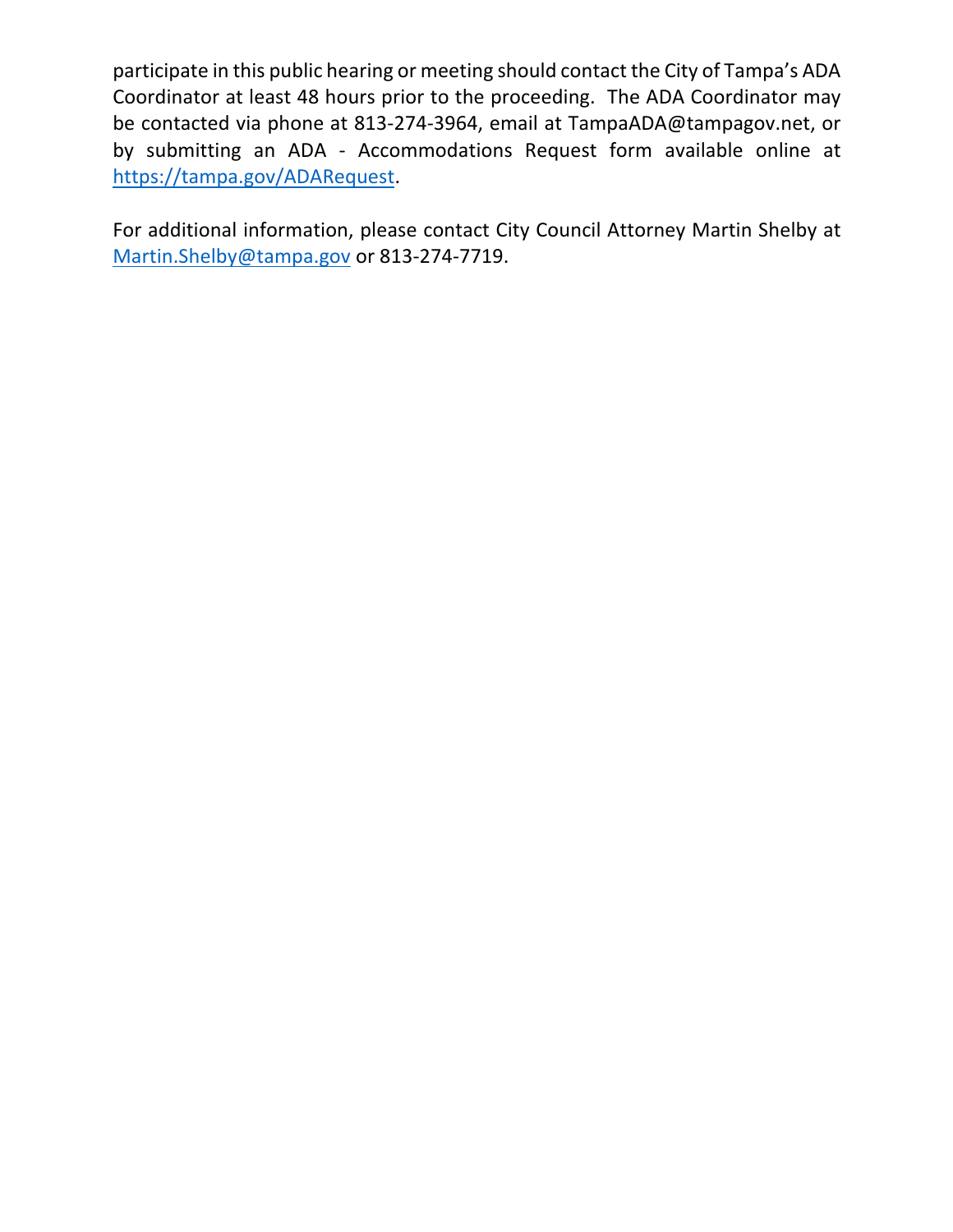participate in this public hearing or meeting should contact the City of Tampa's ADA Coordinator at least 48 hours prior to the proceeding. The ADA Coordinator may be contacted via phone at 813-274-3964, email at TampaADA@tampagov.net, or by submitting an ADA - Accommodations Request form available online at [https://tampa.gov/ADARequest](https://tampa.gov/ADARequest).

For additional information, please contact City Council Attorney Martin Shelby at [Martin.Shelby@tampa.gov](mailto:Martin.Shelby@tampa.gov) or 813-274-7719.